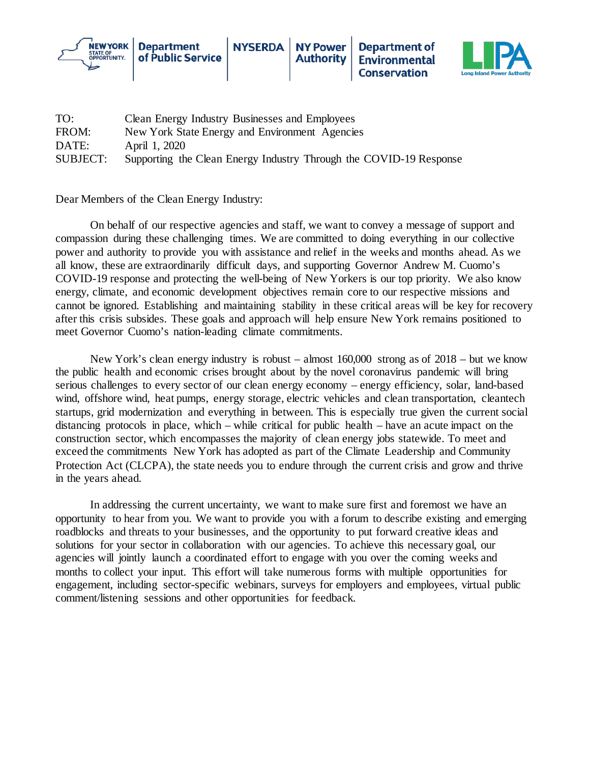New York State of Opportunity | Department of Public Service | NYSERDA | NY Power Authority | Department of Environmental Conservation | LIPA Long Island Power Authority

TO: Clean Energy Industry Businesses and Employees
FROM: New York State Energy and Environment Agencies
DATE: April 1, 2020
SUBJECT: Supporting the Clean Energy Industry Through the COVID-19 Response

Dear Members of the Clean Energy Industry:

On behalf of our respective agencies and staff, we want to convey a message of support and compassion during these challenging times. We are committed to doing everything in our collective power and authority to provide you with assistance and relief in the weeks and months ahead. As we all know, these are extraordinarily difficult days, and supporting Governor Andrew M. Cuomo's COVID-19 response and protecting the well-being of New Yorkers is our top priority. We also know energy, climate, and economic development objectives remain core to our respective missions and cannot be ignored. Establishing and maintaining stability in these critical areas will be key for recovery after this crisis subsides. These goals and approach will help ensure New York remains positioned to meet Governor Cuomo's nation-leading climate commitments.

New York's clean energy industry is robust – almost 160,000 strong as of 2018 – but we know the public health and economic crises brought about by the novel coronavirus pandemic will bring serious challenges to every sector of our clean energy economy – energy efficiency, solar, land-based wind, offshore wind, heat pumps, energy storage, electric vehicles and clean transportation, cleantech startups, grid modernization and everything in between. This is especially true given the current social distancing protocols in place, which – while critical for public health – have an acute impact on the construction sector, which encompasses the majority of clean energy jobs statewide. To meet and exceed the commitments New York has adopted as part of the Climate Leadership and Community Protection Act (CLCPA), the state needs you to endure through the current crisis and grow and thrive in the years ahead.

In addressing the current uncertainty, we want to make sure first and foremost we have an opportunity to hear from you. We want to provide you with a forum to describe existing and emerging roadblocks and threats to your businesses, and the opportunity to put forward creative ideas and solutions for your sector in collaboration with our agencies. To achieve this necessary goal, our agencies will jointly launch a coordinated effort to engage with you over the coming weeks and months to collect your input. This effort will take numerous forms with multiple opportunities for engagement, including sector-specific webinars, surveys for employers and employees, virtual public comment/listening sessions and other opportunities for feedback.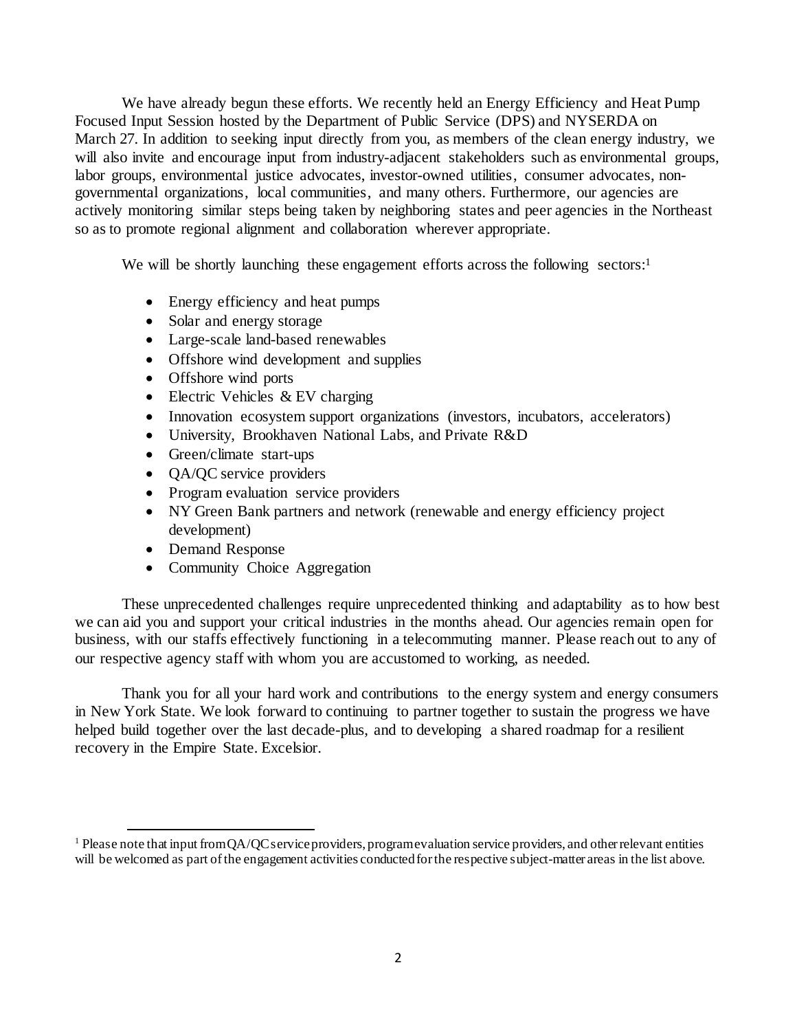We have already begun these efforts. We recently held an Energy Efficiency and Heat Pump Focused Input Session hosted by the Department of Public Service (DPS) and NYSERDA on March 27. In addition to seeking input directly from you, as members of the clean energy industry, we will also invite and encourage input from industry-adjacent stakeholders such as environmental groups, labor groups, environmental justice advocates, investor-owned utilities, consumer advocates, non-governmental organizations, local communities, and many others. Furthermore, our agencies are actively monitoring similar steps being taken by neighboring states and peer agencies in the Northeast so as to promote regional alignment and collaboration wherever appropriate.

We will be shortly launching these engagement efforts across the following sectors:[1]

- Energy efficiency and heat pumps
- Solar and energy storage
- Large-scale land-based renewables
- Offshore wind development and supplies
- Offshore wind ports
- Electric Vehicles & EV charging
- Innovation ecosystem support organizations (investors, incubators, accelerators)
- University, Brookhaven National Labs, and Private R&D
- Green/climate start-ups
- QA/QC service providers
- Program evaluation service providers
- NY Green Bank partners and network (renewable and energy efficiency project development)
- Demand Response
- Community Choice Aggregation

These unprecedented challenges require unprecedented thinking and adaptability as to how best we can aid you and support your critical industries in the months ahead. Our agencies remain open for business, with our staffs effectively functioning in a telecommuting manner. Please reach out to any of our respective agency staff with whom you are accustomed to working, as needed.

Thank you for all your hard work and contributions to the energy system and energy consumers in New York State. We look forward to continuing to partner together to sustain the progress we have helped build together over the last decade-plus, and to developing a shared roadmap for a resilient recovery in the Empire State. Excelsior.

---

[1] Please note that input from QA/QC service providers, program evaluation service providers, and other relevant entities will be welcomed as part of the engagement activities conducted for the respective subject-matter areas in the list above.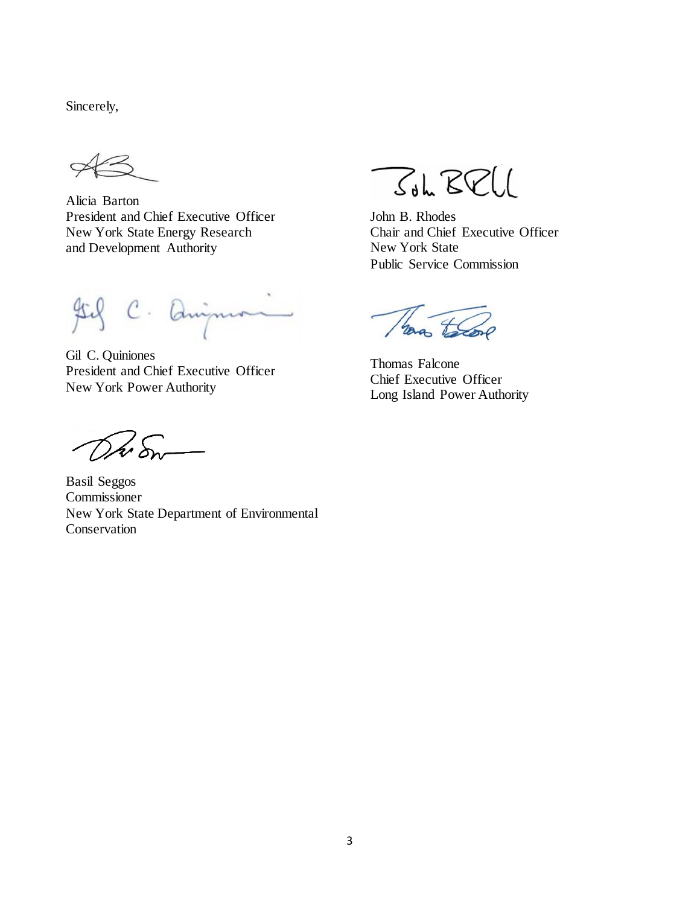Sincerely,

Alicia Barton
President and Chief Executive Officer
New York State Energy Research
and Development Authority

John B. Rhodes
Chair and Chief Executive Officer
New York State
Public Service Commission

Gil C. Quiniones
President and Chief Executive Officer
New York Power Authority

Thomas Falcone
Chief Executive Officer
Long Island Power Authority

Basil Seggos
Commissioner
New York State Department of Environmental
Conservation